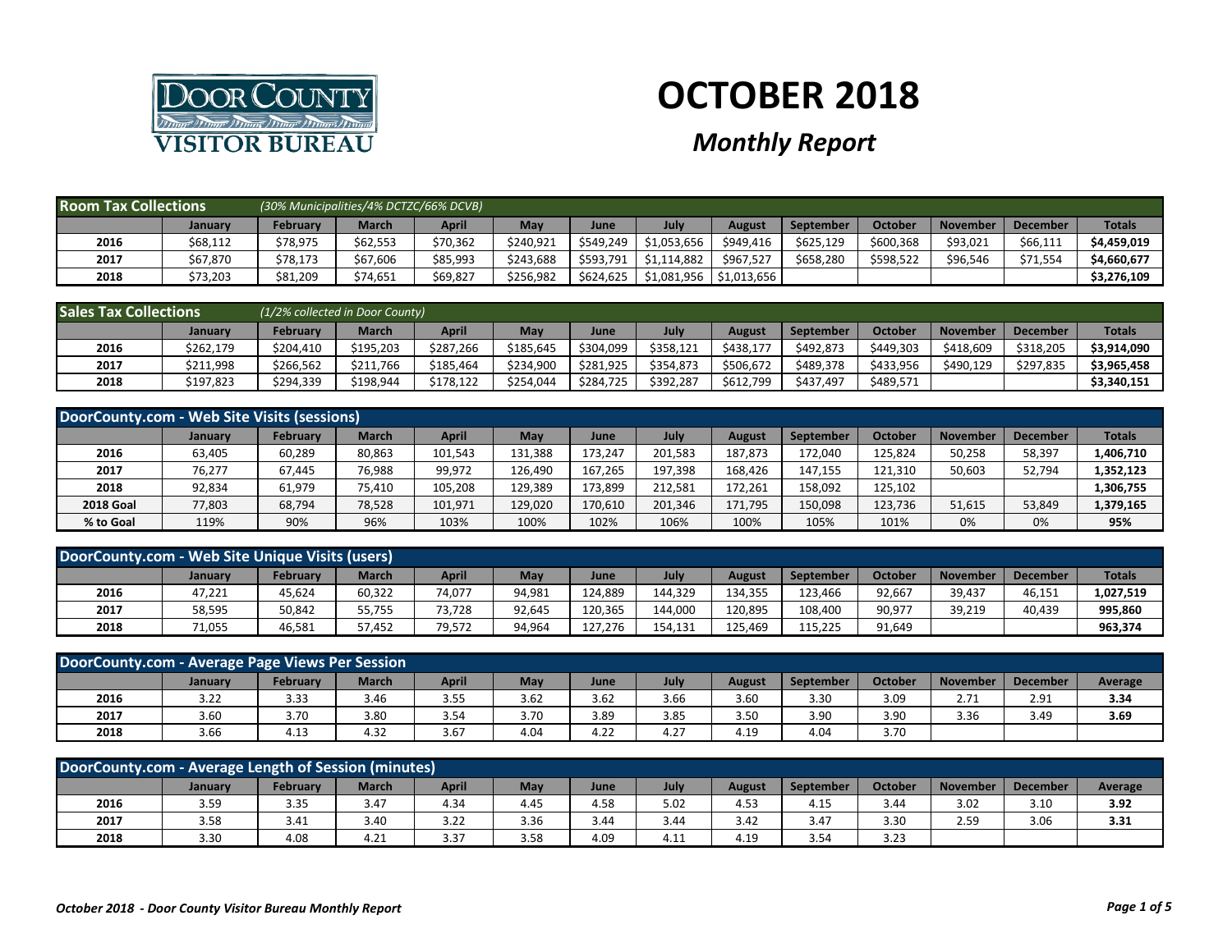# OCTOBER 2018

## *Monthly Report*

### Room Tax Collections

*(30% Municipalities/4% DCTZC/66% DCVB)*

| | January | February | March | April | May | June | July | August | September | October | November | December | Totals |
|---|---|---|---|---|---|---|---|---|---|---|---|---|---|
| 2016 | $68,112 | $78,975 | $62,553 | $70,362 | $240,921 | $549,249 | $1,053,656 | $949,416 | $625,129 | $600,368 | $93,021 | $66,111 | **$4,459,019** |
| 2017 | $67,870 | $78,173 | $67,606 | $85,993 | $243,688 | $593,791 | $1,114,882 | $967,527 | $658,280 | $598,522 | $96,546 | $71,554 | **$4,660,677** |
| 2018 | $73,203 | $81,209 | $74,651 | $69,827 | $256,982 | $624,625 | $1,081,956 | $1,013,656 | | | | | **$3,276,109** |

### Sales Tax Collections

*(1/2% collected in Door County)*

| | January | February | March | April | May | June | July | August | September | October | November | December | Totals |
|---|---|---|---|---|---|---|---|---|---|---|---|---|---|
| 2016 | $262,179 | $204,410 | $195,203 | $287,266 | $185,645 | $304,099 | $358,121 | $438,177 | $492,873 | $449,303 | $418,609 | $318,205 | **$3,914,090** |
| 2017 | $211,998 | $266,562 | $211,766 | $185,464 | $234,900 | $281,925 | $354,873 | $506,672 | $489,378 | $433,956 | $490,129 | $297,835 | **$3,965,458** |
| 2018 | $197,823 | $294,339 | $198,944 | $178,122 | $254,044 | $284,725 | $392,287 | $612,799 | $437,497 | $489,571 | | | **$3,340,151** |

### DoorCounty.com - Web Site Visits (sessions)

| | January | February | March | April | May | June | July | August | September | October | November | December | Totals |
|---|---|---|---|---|---|---|---|---|---|---|---|---|---|
| 2016 | 63,405 | 60,289 | 80,863 | 101,543 | 131,388 | 173,247 | 201,583 | 187,873 | 172,040 | 125,824 | 50,258 | 58,397 | **1,406,710** |
| 2017 | 76,277 | 67,445 | 76,988 | 99,972 | 126,490 | 167,265 | 197,398 | 168,426 | 147,155 | 121,310 | 50,603 | 52,794 | **1,352,123** |
| 2018 | 92,834 | 61,979 | 75,410 | 105,208 | 129,389 | 173,899 | 212,581 | 172,261 | 158,092 | 125,102 | | | **1,306,755** |
| **2018 Goal** | 77,803 | 68,794 | 78,528 | 101,971 | 129,020 | 170,610 | 201,346 | 171,795 | 150,098 | 123,736 | 51,615 | 53,849 | **1,379,165** |
| **% to Goal** | 119% | 90% | 96% | 103% | 100% | 102% | 106% | 100% | 105% | 101% | 0% | 0% | **95%** |

### DoorCounty.com - Web Site Unique Visits (users)

| | January | February | March | April | May | June | July | August | September | October | November | December | Totals |
|---|---|---|---|---|---|---|---|---|---|---|---|---|---|
| 2016 | 47,221 | 45,624 | 60,322 | 74,077 | 94,981 | 124,889 | 144,329 | 134,355 | 123,466 | 92,667 | 39,437 | 46,151 | **1,027,519** |
| 2017 | 58,595 | 50,842 | 55,755 | 73,728 | 92,645 | 120,365 | 144,000 | 120,895 | 108,400 | 90,977 | 39,219 | 40,439 | **995,860** |
| 2018 | 71,055 | 46,581 | 57,452 | 79,572 | 94,964 | 127,276 | 154,131 | 125,469 | 115,225 | 91,649 | | | **963,374** |

### DoorCounty.com - Average Page Views Per Session

| | January | February | March | April | May | June | July | August | September | October | November | December | Average |
|---|---|---|---|---|---|---|---|---|---|---|---|---|---|
| 2016 | 3.22 | 3.33 | 3.46 | 3.55 | 3.62 | 3.62 | 3.66 | 3.60 | 3.30 | 3.09 | 2.71 | 2.91 | **3.34** |
| 2017 | 3.60 | 3.70 | 3.80 | 3.54 | 3.70 | 3.89 | 3.85 | 3.50 | 3.90 | 3.90 | 3.36 | 3.49 | **3.69** |
| 2018 | 3.66 | 4.13 | 4.32 | 3.67 | 4.04 | 4.22 | 4.27 | 4.19 | 4.04 | 3.70 | | | |

### DoorCounty.com - Average Length of Session (minutes)

| | January | February | March | April | May | June | July | August | September | October | November | December | Average |
|---|---|---|---|---|---|---|---|---|---|---|---|---|---|
| 2016 | 3.59 | 3.35 | 3.47 | 4.34 | 4.45 | 4.58 | 5.02 | 4.53 | 4.15 | 3.44 | 3.02 | 3.10 | **3.92** |
| 2017 | 3.58 | 3.41 | 3.40 | 3.22 | 3.36 | 3.44 | 3.44 | 3.42 | 3.47 | 3.30 | 2.59 | 3.06 | **3.31** |
| 2018 | 3.30 | 4.08 | 4.21 | 3.37 | 3.58 | 4.09 | 4.11 | 4.19 | 3.54 | 3.23 | | | |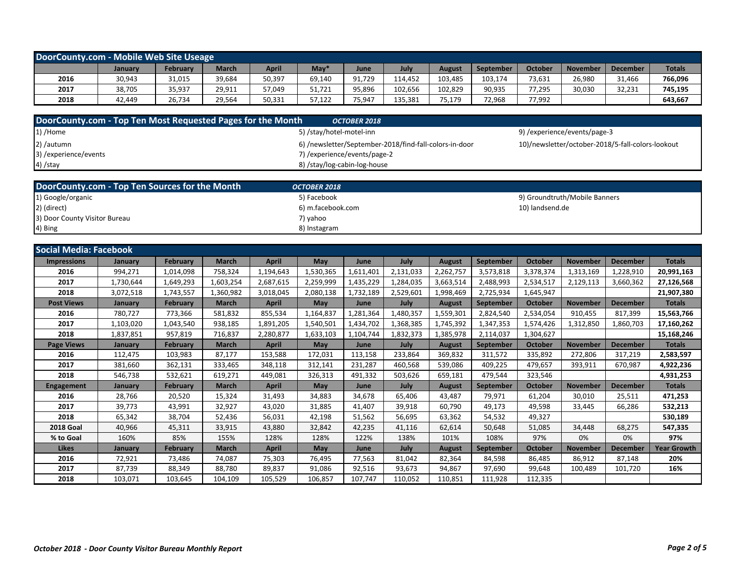## DoorCounty.com - Mobile Web Site Useage

| | January | February | March | April | May* | June | July | August | September | October | November | December | Totals |
|---|---|---|---|---|---|---|---|---|---|---|---|---|---|
| **2016** | 30,943 | 31,015 | 39,684 | 50,397 | 69,140 | 91,729 | 114,452 | 103,485 | 103,174 | 73,631 | 26,980 | 31,466 | **766,096** |
| **2017** | 38,705 | 35,937 | 29,911 | 57,049 | 51,721 | 95,896 | 102,656 | 102,829 | 90,935 | 77,295 | 30,030 | 32,231 | **745,195** |
| **2018** | 42,449 | 26,734 | 29,564 | 50,331 | 57,122 | 75,947 | 135,381 | 75,179 | 72,968 | 77,992 | | | **643,667** |

## DoorCounty.com - Top Ten Most Requested Pages for the Month *OCTOBER 2018*

1) /Home
2) /autumn
3) /experience/events
4) /stay
5) /stay/hotel-motel-inn
6) /newsletter/September-2018/find-fall-colors-in-door
7) /experience/events/page-2
8) /stay/log-cabin-log-house
9) /experience/events/page-3
10)/newsletter/october-2018/5-fall-colors-lookout

## DoorCounty.com - Top Ten Sources for the Month *OCTOBER 2018*

1) Google/organic
2) (direct)
3) Door County Visitor Bureau
4) Bing
5) Facebook
6) m.facebook.com
7) yahoo
8) Instagram
9) Groundtruth/Mobile Banners
10) landsend.de

## Social Media: Facebook

| Impressions | January | February | March | April | May | June | July | August | September | October | November | December | Totals |
|---|---|---|---|---|---|---|---|---|---|---|---|---|---|
| **2016** | 994,271 | 1,014,098 | 758,324 | 1,194,643 | 1,530,365 | 1,611,401 | 2,131,033 | 2,262,757 | 3,573,818 | 3,378,374 | 1,313,169 | 1,228,910 | **20,991,163** |
| **2017** | 1,730,644 | 1,649,293 | 1,603,254 | 2,687,615 | 2,259,999 | 1,435,229 | 1,284,035 | 3,663,514 | 2,488,993 | 2,534,517 | 2,129,113 | 3,660,362 | **27,126,568** |
| **2018** | 3,072,518 | 1,743,557 | 1,360,982 | 3,018,045 | 2,080,138 | 1,732,189 | 2,529,601 | 1,998,469 | 2,725,934 | 1,645,947 | | | **21,907,380** |
| **Post Views** | **January** | **February** | **March** | **April** | **May** | **June** | **July** | **August** | **September** | **October** | **November** | **December** | **Totals** |
| **2016** | 780,727 | 773,366 | 581,832 | 855,534 | 1,164,837 | 1,281,364 | 1,480,357 | 1,559,301 | 2,824,540 | 2,534,054 | 910,455 | 817,399 | **15,563,766** |
| **2017** | 1,103,020 | 1,043,540 | 938,185 | 1,891,205 | 1,540,501 | 1,434,702 | 1,368,385 | 1,745,392 | 1,347,353 | 1,574,426 | 1,312,850 | 1,860,703 | **17,160,262** |
| **2018** | 1,837,851 | 957,819 | 716,837 | 2,280,877 | 1,633,103 | 1,104,744 | 1,832,373 | 1,385,978 | 2,114,037 | 1,304,627 | | | **15,168,246** |
| **Page Views** | **January** | **February** | **March** | **April** | **May** | **June** | **July** | **August** | **September** | **October** | **November** | **December** | **Totals** |
| **2016** | 112,475 | 103,983 | 87,177 | 153,588 | 172,031 | 113,158 | 233,864 | 369,832 | 311,572 | 335,892 | 272,806 | 317,219 | **2,583,597** |
| **2017** | 381,660 | 362,131 | 333,465 | 348,118 | 312,141 | 231,287 | 460,568 | 539,086 | 409,225 | 479,657 | 393,911 | 670,987 | **4,922,236** |
| **2018** | 546,738 | 532,621 | 619,271 | 449,081 | 326,313 | 491,332 | 503,626 | 659,181 | 479,544 | 323,546 | | | **4,931,253** |
| **Engagement** | **January** | **February** | **March** | **April** | **May** | **June** | **July** | **August** | **September** | **October** | **November** | **December** | **Totals** |
| **2016** | 28,766 | 20,520 | 15,324 | 31,493 | 34,883 | 34,678 | 65,406 | 43,487 | 79,971 | 61,204 | 30,010 | 25,511 | **471,253** |
| **2017** | 39,773 | 43,991 | 32,927 | 43,020 | 31,885 | 41,407 | 39,918 | 60,790 | 49,173 | 49,598 | 33,445 | 66,286 | **532,213** |
| **2018** | 65,342 | 38,704 | 52,436 | 56,031 | 42,198 | 51,562 | 56,695 | 63,362 | 54,532 | 49,327 | | | **530,189** |
| **2018 Goal** | 40,966 | 45,311 | 33,915 | 43,880 | 32,842 | 42,235 | 41,116 | 62,614 | 50,648 | 51,085 | 34,448 | 68,275 | **547,335** |
| **% to Goal** | 160% | 85% | 155% | 128% | 128% | 122% | 138% | 101% | 108% | 97% | 0% | 0% | **97%** |
| **Likes** | **January** | **February** | **March** | **April** | **May** | **June** | **July** | **August** | **September** | **October** | **November** | **December** | **Year Growth** |
| **2016** | 72,921 | 73,486 | 74,087 | 75,303 | 76,495 | 77,563 | 81,042 | 82,364 | 84,598 | 86,485 | 86,912 | 87,148 | **20%** |
| **2017** | 87,739 | 88,349 | 88,780 | 89,837 | 91,086 | 92,516 | 93,673 | 94,867 | 97,690 | 99,648 | 100,489 | 101,720 | **16%** |
| **2018** | 103,071 | 103,645 | 104,109 | 105,529 | 106,857 | 107,747 | 110,052 | 110,851 | 111,928 | 112,335 | | | |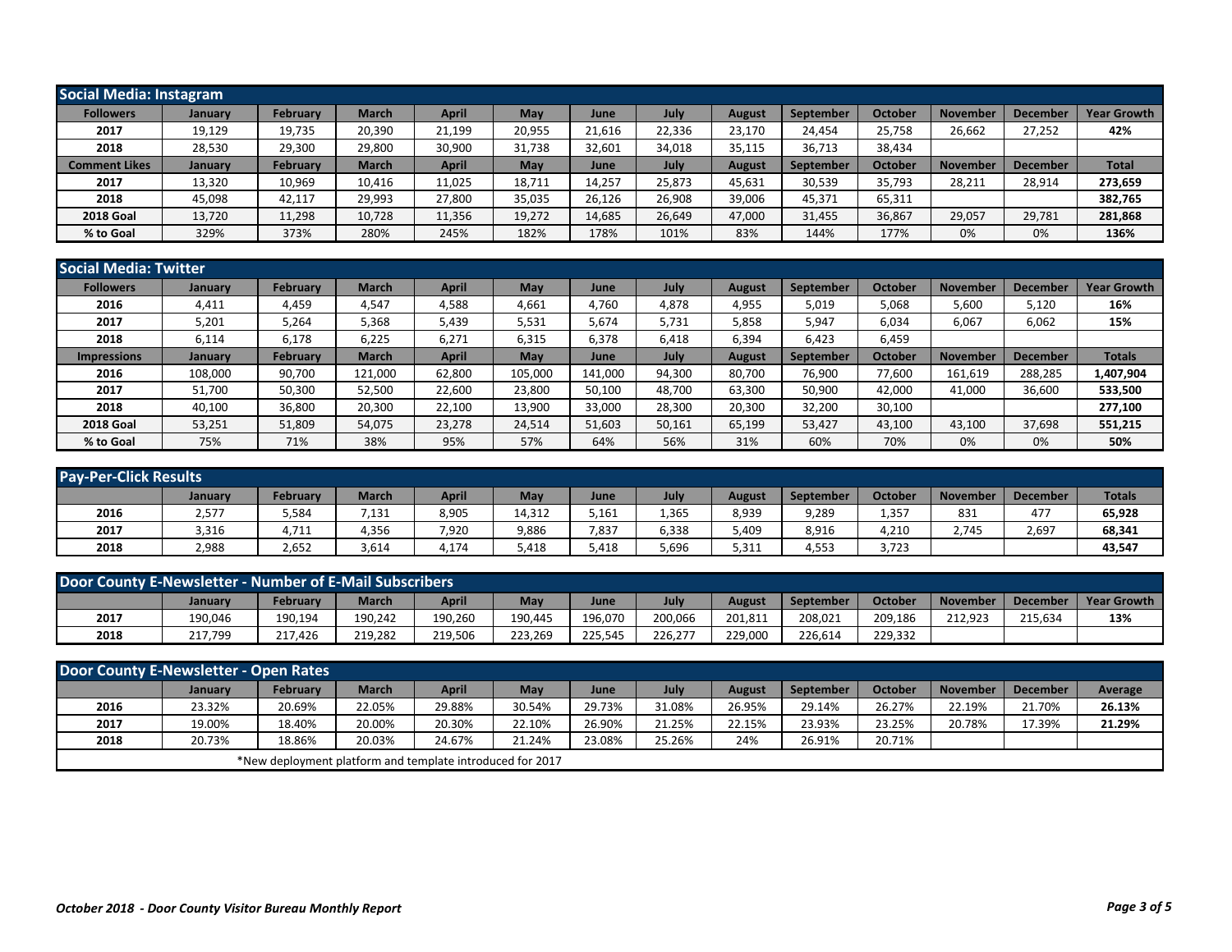## Social Media: Instagram

| Followers | January | February | March | April | May | June | July | August | September | October | November | December | Year Growth |
|---|---|---|---|---|---|---|---|---|---|---|---|---|---|
| 2017 | 19,129 | 19,735 | 20,390 | 21,199 | 20,955 | 21,616 | 22,336 | 23,170 | 24,454 | 25,758 | 26,662 | 27,252 | 42% |
| 2018 | 28,530 | 29,300 | 29,800 | 30,900 | 31,738 | 32,601 | 34,018 | 35,115 | 36,713 | 38,434 | | | |
| **Comment Likes** | **January** | **February** | **March** | **April** | **May** | **June** | **July** | **August** | **September** | **October** | **November** | **December** | **Total** |
| 2017 | 13,320 | 10,969 | 10,416 | 11,025 | 18,711 | 14,257 | 25,873 | 45,631 | 30,539 | 35,793 | 28,211 | 28,914 | 273,659 |
| 2018 | 45,098 | 42,117 | 29,993 | 27,800 | 35,035 | 26,126 | 26,908 | 39,006 | 45,371 | 65,311 | | | 382,765 |
| 2018 Goal | 13,720 | 11,298 | 10,728 | 11,356 | 19,272 | 14,685 | 26,649 | 47,000 | 31,455 | 36,867 | 29,057 | 29,781 | 281,868 |
| % to Goal | 329% | 373% | 280% | 245% | 182% | 178% | 101% | 83% | 144% | 177% | 0% | 0% | 136% |

## Social Media: Twitter

| Followers | January | February | March | April | May | June | July | August | September | October | November | December | Year Growth |
|---|---|---|---|---|---|---|---|---|---|---|---|---|---|
| 2016 | 4,411 | 4,459 | 4,547 | 4,588 | 4,661 | 4,760 | 4,878 | 4,955 | 5,019 | 5,068 | 5,600 | 5,120 | 16% |
| 2017 | 5,201 | 5,264 | 5,368 | 5,439 | 5,531 | 5,674 | 5,731 | 5,858 | 5,947 | 6,034 | 6,067 | 6,062 | 15% |
| 2018 | 6,114 | 6,178 | 6,225 | 6,271 | 6,315 | 6,378 | 6,418 | 6,394 | 6,423 | 6,459 | | | |
| **Impressions** | **January** | **February** | **March** | **April** | **May** | **June** | **July** | **August** | **September** | **October** | **November** | **December** | **Totals** |
| 2016 | 108,000 | 90,700 | 121,000 | 62,800 | 105,000 | 141,000 | 94,300 | 80,700 | 76,900 | 77,600 | 161,619 | 288,285 | 1,407,904 |
| 2017 | 51,700 | 50,300 | 52,500 | 22,600 | 23,800 | 50,100 | 48,700 | 63,300 | 50,900 | 42,000 | 41,000 | 36,600 | 533,500 |
| 2018 | 40,100 | 36,800 | 20,300 | 22,100 | 13,900 | 33,000 | 28,300 | 20,300 | 32,200 | 30,100 | | | 277,100 |
| 2018 Goal | 53,251 | 51,809 | 54,075 | 23,278 | 24,514 | 51,603 | 50,161 | 65,199 | 53,427 | 43,100 | 43,100 | 37,698 | 551,215 |
| % to Goal | 75% | 71% | 38% | 95% | 57% | 64% | 56% | 31% | 60% | 70% | 0% | 0% | 50% |

## Pay-Per-Click Results

| | January | February | March | April | May | June | July | August | September | October | November | December | Totals |
|---|---|---|---|---|---|---|---|---|---|---|---|---|---|
| 2016 | 2,577 | 5,584 | 7,131 | 8,905 | 14,312 | 5,161 | 1,365 | 8,939 | 9,289 | 1,357 | 831 | 477 | 65,928 |
| 2017 | 3,316 | 4,711 | 4,356 | 7,920 | 9,886 | 7,837 | 6,338 | 5,409 | 8,916 | 4,210 | 2,745 | 2,697 | 68,341 |
| 2018 | 2,988 | 2,652 | 3,614 | 4,174 | 5,418 | 5,418 | 5,696 | 5,311 | 4,553 | 3,723 | | | 43,547 |

## Door County E-Newsletter - Number of E-Mail Subscribers

| | January | February | March | April | May | June | July | August | September | October | November | December | Year Growth |
|---|---|---|---|---|---|---|---|---|---|---|---|---|---|
| 2017 | 190,046 | 190,194 | 190,242 | 190,260 | 190,445 | 196,070 | 200,066 | 201,811 | 208,021 | 209,186 | 212,923 | 215,634 | 13% |
| 2018 | 217,799 | 217,426 | 219,282 | 219,506 | 223,269 | 225,545 | 226,277 | 229,000 | 226,614 | 229,332 | | | |

## Door County E-Newsletter - Open Rates

| | January | February | March | April | May | June | July | August | September | October | November | December | Average |
|---|---|---|---|---|---|---|---|---|---|---|---|---|---|
| 2016 | 23.32% | 20.69% | 22.05% | 29.88% | 30.54% | 29.73% | 31.08% | 26.95% | 29.14% | 26.27% | 22.19% | 21.70% | 26.13% |
| 2017 | 19.00% | 18.40% | 20.00% | 20.30% | 22.10% | 26.90% | 21.25% | 22.15% | 23.93% | 23.25% | 20.78% | 17.39% | 21.29% |
| 2018 | 20.73% | 18.86% | 20.03% | 24.67% | 21.24% | 23.08% | 25.26% | 24% | 26.91% | 20.71% | | | |

*New deployment platform and template introduced for 2017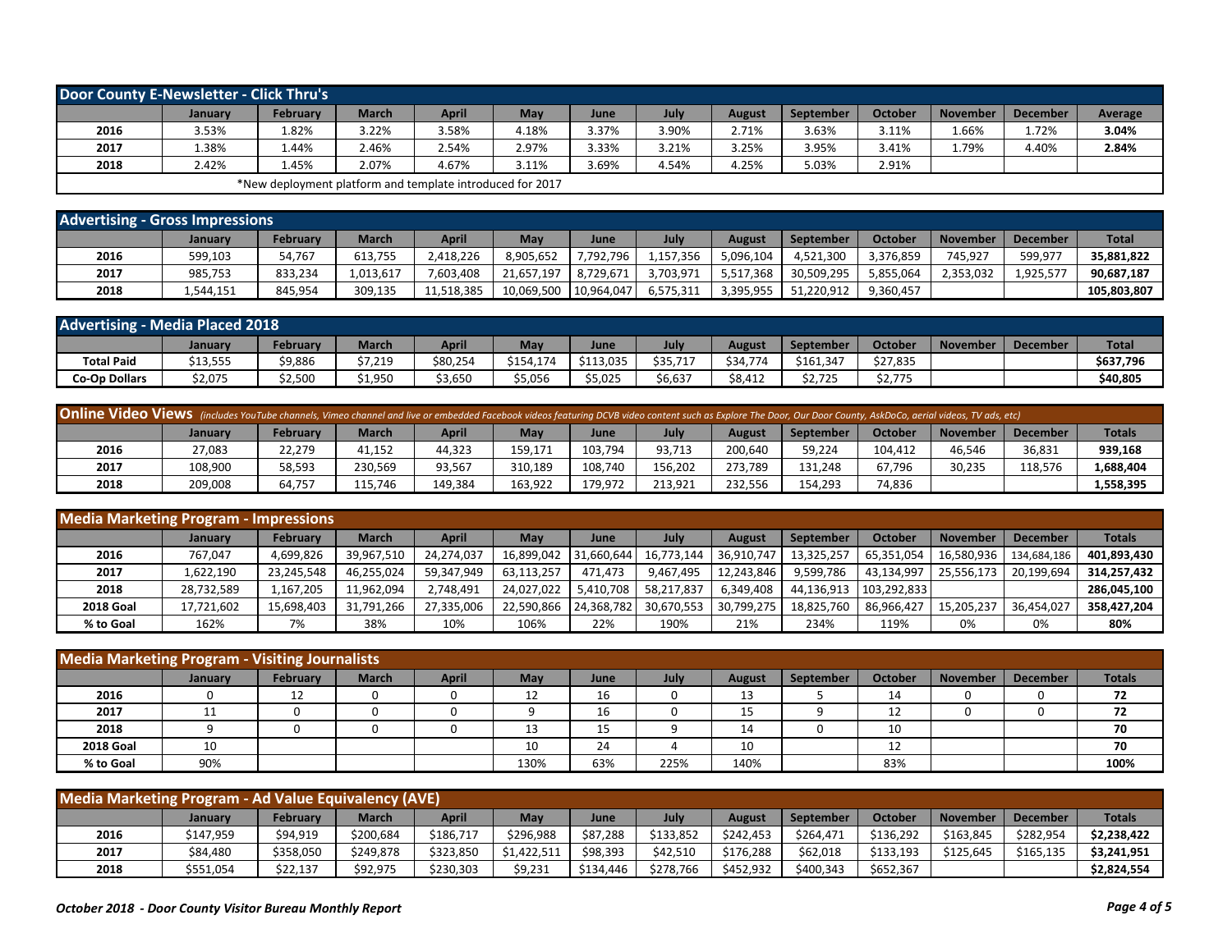## Door County E-Newsletter - Click Thru's

| | January | February | March | April | May | June | July | August | September | October | November | December | Average |
|---|---|---|---|---|---|---|---|---|---|---|---|---|---|
| 2016 | 3.53% | 1.82% | 3.22% | 3.58% | 4.18% | 3.37% | 3.90% | 2.71% | 3.63% | 3.11% | 1.66% | 1.72% | **3.04%** |
| 2017 | 1.38% | 1.44% | 2.46% | 2.54% | 2.97% | 3.33% | 3.21% | 3.25% | 3.95% | 3.41% | 1.79% | 4.40% | **2.84%** |
| 2018 | 2.42% | 1.45% | 2.07% | 4.67% | 3.11% | 3.69% | 4.54% | 4.25% | 5.03% | 2.91% | | | |

*New deployment platform and template introduced for 2017

## Advertising - Gross Impressions

| | January | February | March | April | May | June | July | August | September | October | November | December | Total |
|---|---|---|---|---|---|---|---|---|---|---|---|---|---|
| 2016 | 599,103 | 54,767 | 613,755 | 2,418,226 | 8,905,652 | 7,792,796 | 1,157,356 | 5,096,104 | 4,521,300 | 3,376,859 | 745,927 | 599,977 | **35,881,822** |
| 2017 | 985,753 | 833,234 | 1,013,617 | 7,603,408 | 21,657,197 | 8,729,671 | 3,703,971 | 5,517,368 | 30,509,295 | 5,855,064 | 2,353,032 | 1,925,577 | **90,687,187** |
| 2018 | 1,544,151 | 845,954 | 309,135 | 11,518,385 | 10,069,500 | 10,964,047 | 6,575,311 | 3,395,955 | 51,220,912 | 9,360,457 | | | **105,803,807** |

## Advertising - Media Placed 2018

| | January | February | March | April | May | June | July | August | September | October | November | December | Total |
|---|---|---|---|---|---|---|---|---|---|---|---|---|---|
| **Total Paid** | $13,555 | $9,886 | $7,219 | $80,254 | $154,174 | $113,035 | $35,717 | $34,774 | $161,347 | $27,835 | | | **$637,796** |
| **Co-Op Dollars** | $2,075 | $2,500 | $1,950 | $3,650 | $5,056 | $5,025 | $6,637 | $8,412 | $2,725 | $2,775 | | | **$40,805** |

## Online Video Views

*(includes YouTube channels, Vimeo channel and live or embedded Facebook videos featuring DCVB video content such as Explore The Door, Our Door County, AskDoCo, aerial videos, TV ads, etc)*

| | January | February | March | April | May | June | July | August | September | October | November | December | Totals |
|---|---|---|---|---|---|---|---|---|---|---|---|---|---|
| 2016 | 27,083 | 22,279 | 41,152 | 44,323 | 159,171 | 103,794 | 93,713 | 200,640 | 59,224 | 104,412 | 46,546 | 36,831 | **939,168** |
| 2017 | 108,900 | 58,593 | 230,569 | 93,567 | 310,189 | 108,740 | 156,202 | 273,789 | 131,248 | 67,796 | 30,235 | 118,576 | **1,688,404** |
| 2018 | 209,008 | 64,757 | 115,746 | 149,384 | 163,922 | 179,972 | 213,921 | 232,556 | 154,293 | 74,836 | | | **1,558,395** |

## Media Marketing Program - Impressions

| | January | February | March | April | May | June | July | August | September | October | November | December | Totals |
|---|---|---|---|---|---|---|---|---|---|---|---|---|---|
| 2016 | 767,047 | 4,699,826 | 39,967,510 | 24,274,037 | 16,899,042 | 31,660,644 | 16,773,144 | 36,910,747 | 13,325,257 | 65,351,054 | 16,580,936 | 134,684,186 | **401,893,430** |
| 2017 | 1,622,190 | 23,245,548 | 46,255,024 | 59,347,949 | 63,113,257 | 471,473 | 9,467,495 | 12,243,846 | 9,599,786 | 43,134,997 | 25,556,173 | 20,199,694 | **314,257,432** |
| 2018 | 28,732,589 | 1,167,205 | 11,962,094 | 2,748,491 | 24,027,022 | 5,410,708 | 58,217,837 | 6,349,408 | 44,136,913 | 103,292,833 | | | **286,045,100** |
| **2018 Goal** | 17,721,602 | 15,698,403 | 31,791,266 | 27,335,006 | 22,590,866 | 24,368,782 | 30,670,553 | 30,799,275 | 18,825,760 | 86,966,427 | 15,205,237 | 36,454,027 | **358,427,204** |
| **% to Goal** | 162% | 7% | 38% | 10% | 106% | 22% | 190% | 21% | 234% | 119% | 0% | 0% | **80%** |

## Media Marketing Program - Visiting Journalists

| | January | February | March | April | May | June | July | August | September | October | November | December | Totals |
|---|---|---|---|---|---|---|---|---|---|---|---|---|---|
| 2016 | 0 | 12 | 0 | 0 | 12 | 16 | 0 | 13 | 5 | 14 | 0 | 0 | **72** |
| 2017 | 11 | 0 | 0 | 0 | 9 | 16 | 0 | 15 | 9 | 12 | 0 | 0 | **72** |
| 2018 | 9 | 0 | 0 | 0 | 13 | 15 | 9 | 14 | 0 | 10 | | | **70** |
| **2018 Goal** | 10 | | | | 10 | 24 | 4 | 10 | | 12 | | | **70** |
| **% to Goal** | 90% | | | | 130% | 63% | 225% | 140% | | 83% | | | **100%** |

## Media Marketing Program - Ad Value Equivalency (AVE)

| | January | February | March | April | May | June | July | August | September | October | November | December | Totals |
|---|---|---|---|---|---|---|---|---|---|---|---|---|---|
| 2016 | $147,959 | $94,919 | $200,684 | $186,717 | $296,988 | $87,288 | $133,852 | $242,453 | $264,471 | $136,292 | $163,845 | $282,954 | **$2,238,422** |
| 2017 | $84,480 | $358,050 | $249,878 | $323,850 | $1,422,511 | $98,393 | $42,510 | $176,288 | $62,018 | $133,193 | $125,645 | $165,135 | **$3,241,951** |
| 2018 | $551,054 | $22,137 | $92,975 | $230,303 | $9,231 | $134,446 | $278,766 | $452,932 | $400,343 | $652,367 | | | **$2,824,554** |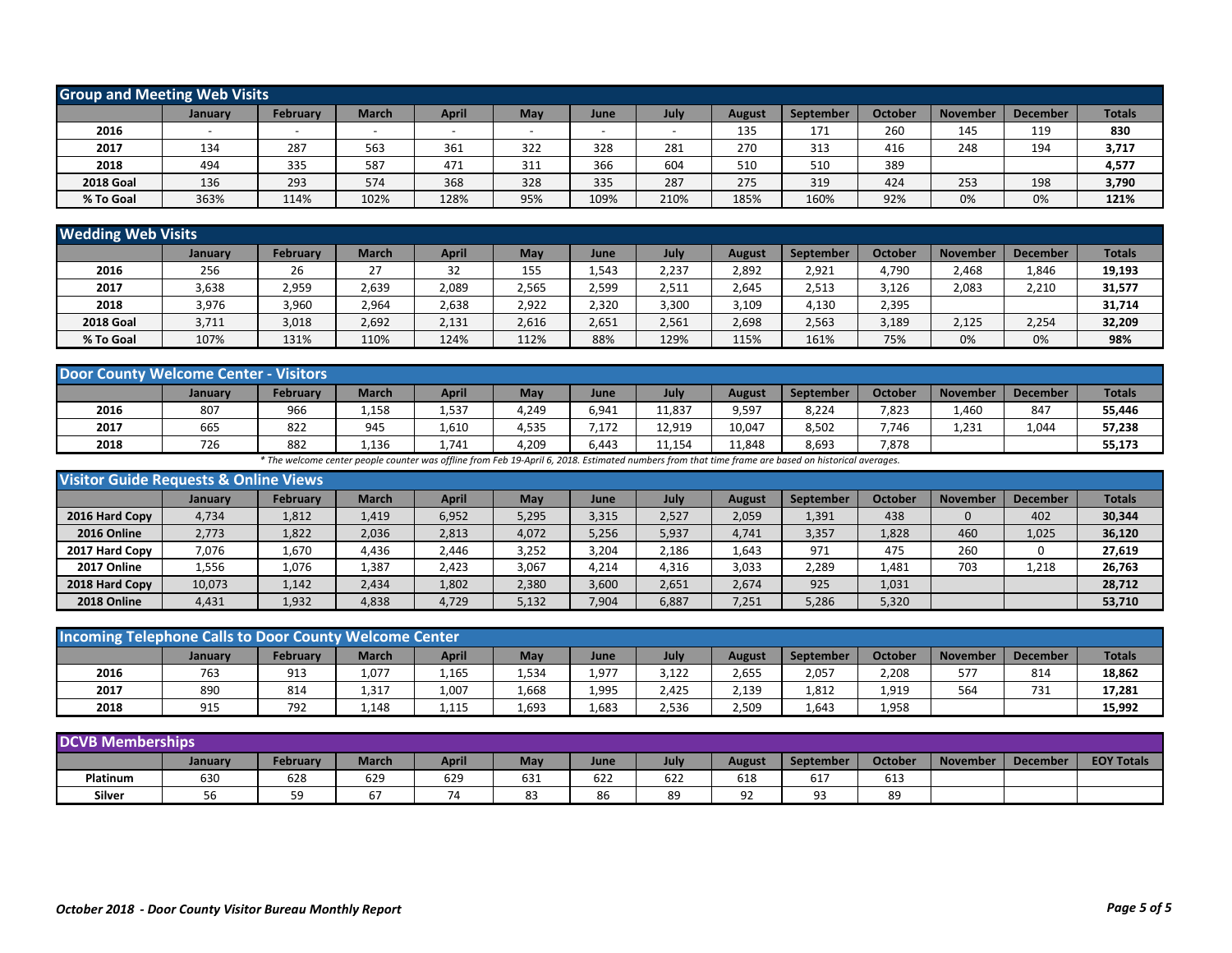## Group and Meeting Web Visits

| | January | February | March | April | May | June | July | August | September | October | November | December | Totals |
|---|---|---|---|---|---|---|---|---|---|---|---|---|---|
| **2016** | - | - | - | - | - | - | - | 135 | 171 | 260 | 145 | 119 | **830** |
| **2017** | 134 | 287 | 563 | 361 | 322 | 328 | 281 | 270 | 313 | 416 | 248 | 194 | **3,717** |
| **2018** | 494 | 335 | 587 | 471 | 311 | 366 | 604 | 510 | 510 | 389 | | | **4,577** |
| **2018 Goal** | 136 | 293 | 574 | 368 | 328 | 335 | 287 | 275 | 319 | 424 | 253 | 198 | **3,790** |
| **% To Goal** | 363% | 114% | 102% | 128% | 95% | 109% | 210% | 185% | 160% | 92% | 0% | 0% | **121%** |

## Wedding Web Visits

| | January | February | March | April | May | June | July | August | September | October | November | December | Totals |
|---|---|---|---|---|---|---|---|---|---|---|---|---|---|
| **2016** | 256 | 26 | 27 | 32 | 155 | 1,543 | 2,237 | 2,892 | 2,921 | 4,790 | 2,468 | 1,846 | **19,193** |
| **2017** | 3,638 | 2,959 | 2,639 | 2,089 | 2,565 | 2,599 | 2,511 | 2,645 | 2,513 | 3,126 | 2,083 | 2,210 | **31,577** |
| **2018** | 3,976 | 3,960 | 2,964 | 2,638 | 2,922 | 2,320 | 3,300 | 3,109 | 4,130 | 2,395 | | | **31,714** |
| **2018 Goal** | 3,711 | 3,018 | 2,692 | 2,131 | 2,616 | 2,651 | 2,561 | 2,698 | 2,563 | 3,189 | 2,125 | 2,254 | **32,209** |
| **% To Goal** | 107% | 131% | 110% | 124% | 112% | 88% | 129% | 115% | 161% | 75% | 0% | 0% | **98%** |

## Door County Welcome Center - Visitors

| | January | February | March | April | May | June | July | August | September | October | November | December | Totals |
|---|---|---|---|---|---|---|---|---|---|---|---|---|---|
| **2016** | 807 | 966 | 1,158 | 1,537 | 4,249 | 6,941 | 11,837 | 9,597 | 8,224 | 7,823 | 1,460 | 847 | **55,446** |
| **2017** | 665 | 822 | 945 | 1,610 | 4,535 | 7,172 | 12,919 | 10,047 | 8,502 | 7,746 | 1,231 | 1,044 | **57,238** |
| **2018** | 726 | 882 | 1,136 | 1,741 | 4,209 | 6,443 | 11,154 | 11,848 | 8,693 | 7,878 | | | **55,173** |

*\* The welcome center people counter was offline from Feb 19-April 6, 2018. Estimated numbers from that time frame are based on historical averages.*

## Visitor Guide Requests & Online Views

| | January | February | March | April | May | June | July | August | September | October | November | December | Totals |
|---|---|---|---|---|---|---|---|---|---|---|---|---|---|
| **2016 Hard Copy** | 4,734 | 1,812 | 1,419 | 6,952 | 5,295 | 3,315 | 2,527 | 2,059 | 1,391 | 438 | 0 | 402 | **30,344** |
| **2016 Online** | 2,773 | 1,822 | 2,036 | 2,813 | 4,072 | 5,256 | 5,937 | 4,741 | 3,357 | 1,828 | 460 | 1,025 | **36,120** |
| **2017 Hard Copy** | 7,076 | 1,670 | 4,436 | 2,446 | 3,252 | 3,204 | 2,186 | 1,643 | 971 | 475 | 260 | 0 | **27,619** |
| **2017 Online** | 1,556 | 1,076 | 1,387 | 2,423 | 3,067 | 4,214 | 4,316 | 3,033 | 2,289 | 1,481 | 703 | 1,218 | **26,763** |
| **2018 Hard Copy** | 10,073 | 1,142 | 2,434 | 1,802 | 2,380 | 3,600 | 2,651 | 2,674 | 925 | 1,031 | | | **28,712** |
| **2018 Online** | 4,431 | 1,932 | 4,838 | 4,729 | 5,132 | 7,904 | 6,887 | 7,251 | 5,286 | 5,320 | | | **53,710** |

## Incoming Telephone Calls to Door County Welcome Center

| | January | February | March | April | May | June | July | August | September | October | November | December | Totals |
|---|---|---|---|---|---|---|---|---|---|---|---|---|---|
| **2016** | 763 | 913 | 1,077 | 1,165 | 1,534 | 1,977 | 3,122 | 2,655 | 2,057 | 2,208 | 577 | 814 | **18,862** |
| **2017** | 890 | 814 | 1,317 | 1,007 | 1,668 | 1,995 | 2,425 | 2,139 | 1,812 | 1,919 | 564 | 731 | **17,281** |
| **2018** | 915 | 792 | 1,148 | 1,115 | 1,693 | 1,683 | 2,536 | 2,509 | 1,643 | 1,958 | | | **15,992** |

## DCVB Memberships

| | January | February | March | April | May | June | July | August | September | October | November | December | EOY Totals |
|---|---|---|---|---|---|---|---|---|---|---|---|---|---|
| **Platinum** | 630 | 628 | 629 | 629 | 631 | 622 | 622 | 618 | 617 | 613 | | | |
| **Silver** | 56 | 59 | 67 | 74 | 83 | 86 | 89 | 92 | 93 | 89 | | | |

*October 2018 - Door County Visitor Bureau Monthly Report*